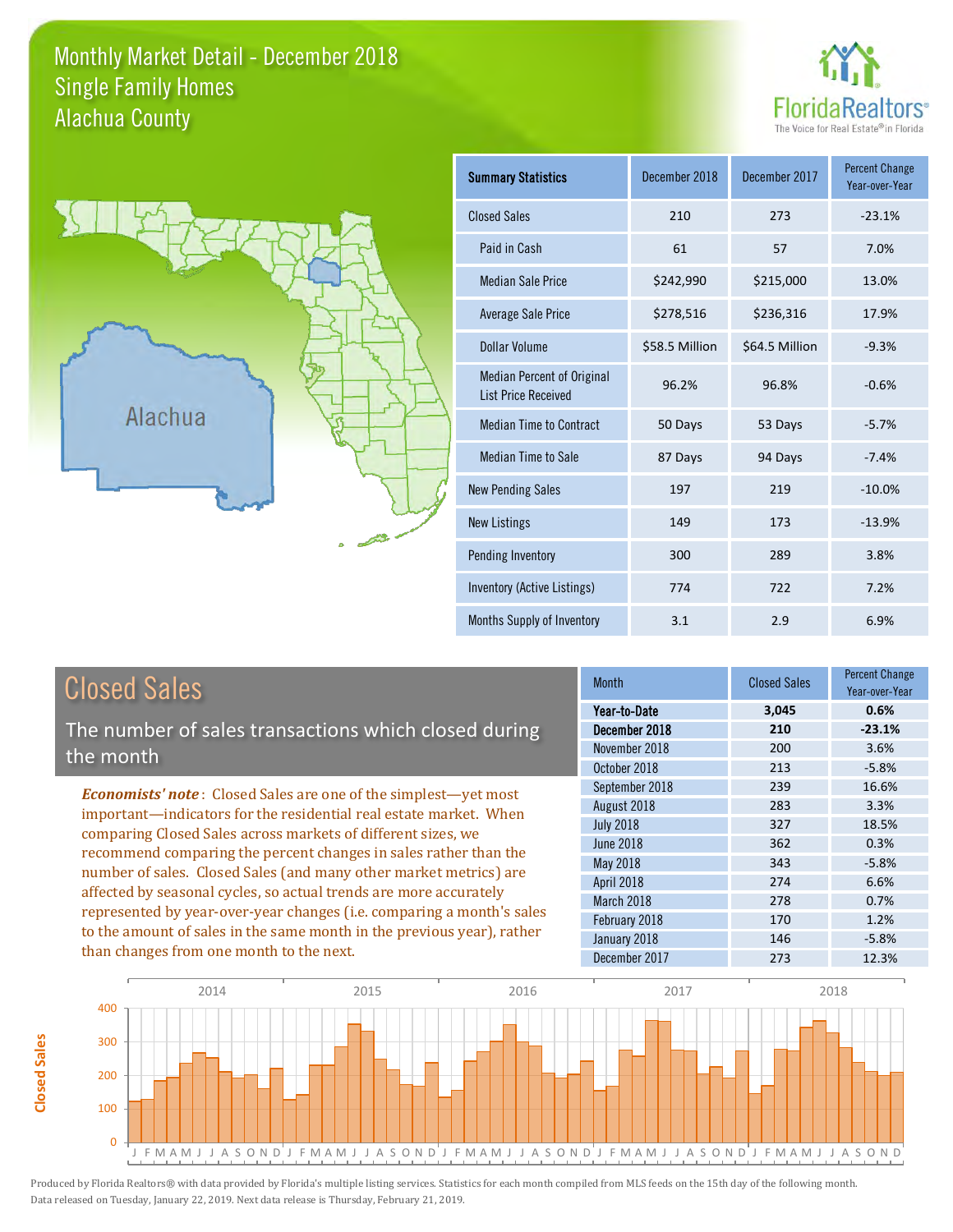# Monthly Market Detail - December 2018
## Single Family Homes
## Alachua County

FloridaRealtors® The Voice for Real Estate® in Florida

Alachua

| Summary Statistics | December 2018 | December 2017 | Percent Change Year-over-Year |
|---|---|---|---|
| Closed Sales | 210 | 273 | -23.1% |
| Paid in Cash | 61 | 57 | 7.0% |
| Median Sale Price | $242,990 | $215,000 | 13.0% |
| Average Sale Price | $278,516 | $236,316 | 17.9% |
| Dollar Volume | $58.5 Million | $64.5 Million | -9.3% |
| Median Percent of Original List Price Received | 96.2% | 96.8% | -0.6% |
| Median Time to Contract | 50 Days | 53 Days | -5.7% |
| Median Time to Sale | 87 Days | 94 Days | -7.4% |
| New Pending Sales | 197 | 219 | -10.0% |
| New Listings | 149 | 173 | -13.9% |
| Pending Inventory | 300 | 289 | 3.8% |
| Inventory (Active Listings) | 774 | 722 | 7.2% |
| Months Supply of Inventory | 3.1 | 2.9 | 6.9% |

## Closed Sales

The number of sales transactions which closed during the month

***Economists' note***: Closed Sales are one of the simplest—yet most important—indicators for the residential real estate market. When comparing Closed Sales across markets of different sizes, we recommend comparing the percent changes in sales rather than the number of sales. Closed Sales (and many other market metrics) are affected by seasonal cycles, so actual trends are more accurately represented by year-over-year changes (i.e. comparing a month's sales to the amount of sales in the same month in the previous year), rather than changes from one month to the next.

| Month | Closed Sales | Percent Change Year-over-Year |
|---|---|---|
| **Year-to-Date** | **3,045** | **0.6%** |
| **December 2018** | **210** | **-23.1%** |
| November 2018 | 200 | 3.6% |
| October 2018 | 213 | -5.8% |
| September 2018 | 239 | 16.6% |
| August 2018 | 283 | 3.3% |
| July 2018 | 327 | 18.5% |
| June 2018 | 362 | 0.3% |
| May 2018 | 343 | -5.8% |
| April 2018 | 274 | 6.6% |
| March 2018 | 278 | 0.7% |
| February 2018 | 170 | 1.2% |
| January 2018 | 146 | -5.8% |
| December 2017 | 273 | 12.3% |

Produced by Florida Realtors® with data provided by Florida's multiple listing services. Statistics for each month compiled from MLS feeds on the 15th day of the following month. Data released on Tuesday, January 22, 2019. Next data release is Thursday, February 21, 2019.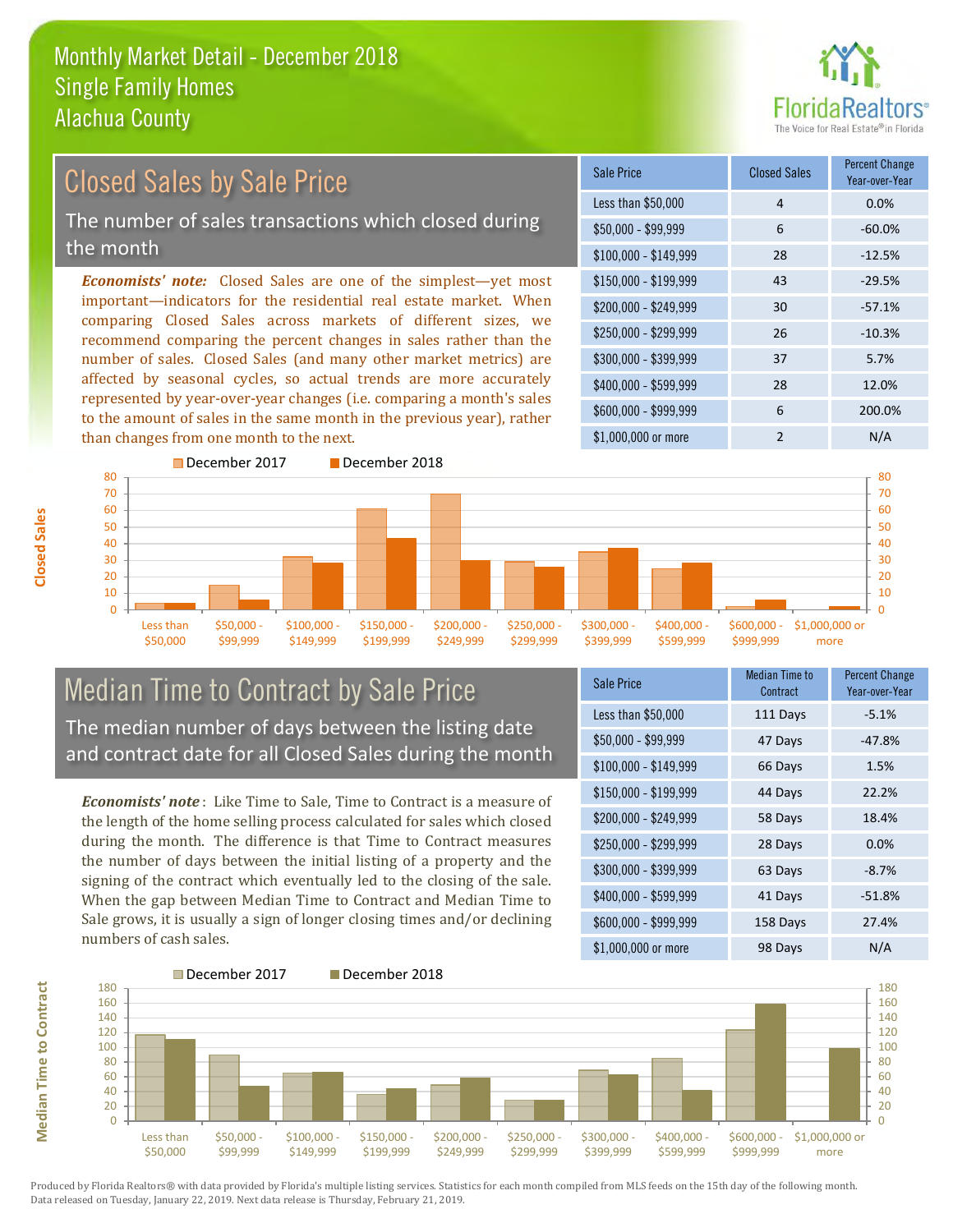# Monthly Market Detail - December 2018
## Single Family Homes
## Alachua County

## Closed Sales by Sale Price

The number of sales transactions which closed during the month

***Economists' note:*** Closed Sales are one of the simplest—yet most important—indicators for the residential real estate market. When comparing Closed Sales across markets of different sizes, we recommend comparing the percent changes in sales rather than the number of sales. Closed Sales (and many other market metrics) are affected by seasonal cycles, so actual trends are more accurately represented by year-over-year changes (i.e. comparing a month's sales to the amount of sales in the same month in the previous year), rather than changes from one month to the next.

| Sale Price | Closed Sales | Percent Change Year-over-Year |
|---|---|---|
| Less than $50,000 | 4 | 0.0% |
| $50,000 - $99,999 | 6 | -60.0% |
| $100,000 - $149,999 | 28 | -12.5% |
| $150,000 - $199,999 | 43 | -29.5% |
| $200,000 - $249,999 | 30 | -57.1% |
| $250,000 - $299,999 | 26 | -10.3% |
| $300,000 - $399,999 | 37 | 5.7% |
| $400,000 - $599,999 | 28 | 12.0% |
| $600,000 - $999,999 | 6 | 200.0% |
| $1,000,000 or more | 2 | N/A |

## Median Time to Contract by Sale Price

The median number of days between the listing date and contract date for all Closed Sales during the month

***Economists' note***: Like Time to Sale, Time to Contract is a measure of the length of the home selling process calculated for sales which closed during the month. The difference is that Time to Contract measures the number of days between the initial listing of a property and the signing of the contract which eventually led to the closing of the sale. When the gap between Median Time to Contract and Median Time to Sale grows, it is usually a sign of longer closing times and/or declining numbers of cash sales.

| Sale Price | Median Time to Contract | Percent Change Year-over-Year |
|---|---|---|
| Less than $50,000 | 111 Days | -5.1% |
| $50,000 - $99,999 | 47 Days | -47.8% |
| $100,000 - $149,999 | 66 Days | 1.5% |
| $150,000 - $199,999 | 44 Days | 22.2% |
| $200,000 - $249,999 | 58 Days | 18.4% |
| $250,000 - $299,999 | 28 Days | 0.0% |
| $300,000 - $399,999 | 63 Days | -8.7% |
| $400,000 - $599,999 | 41 Days | -51.8% |
| $600,000 - $999,999 | 158 Days | 27.4% |
| $1,000,000 or more | 98 Days | N/A |

Produced by Florida Realtors® with data provided by Florida's multiple listing services. Statistics for each month compiled from MLS feeds on the 15th day of the following month. Data released on Tuesday, January 22, 2019. Next data release is Thursday, February 21, 2019.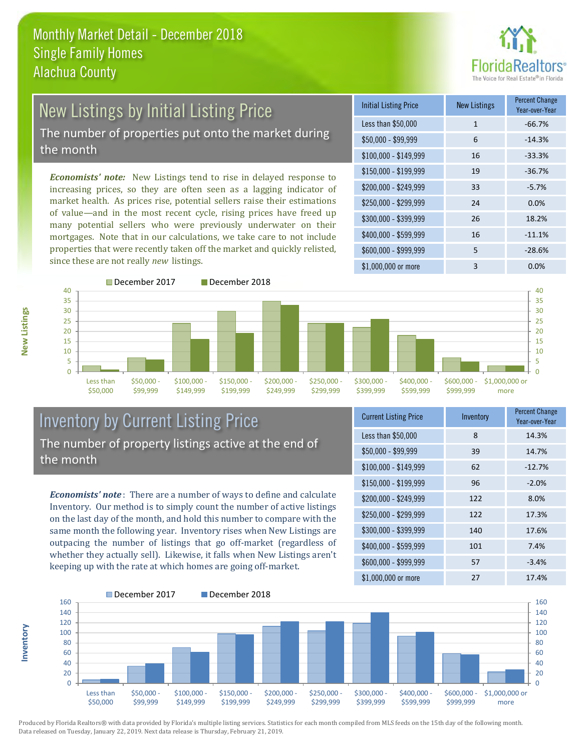# Monthly Market Detail - December 2018
## Single Family Homes
## Alachua County

## New Listings by Initial Listing Price

The number of properties put onto the market during the month

*Economists' note:* New Listings tend to rise in delayed response to increasing prices, so they are often seen as a lagging indicator of market health. As prices rise, potential sellers raise their estimations of value—and in the most recent cycle, rising prices have freed up many potential sellers who were previously underwater on their mortgages. Note that in our calculations, we take care to not include properties that were recently taken off the market and quickly relisted, since these are not really *new* listings.

| Initial Listing Price | New Listings | Percent Change Year-over-Year |
|---|---|---|
| Less than $50,000 | 1 | -66.7% |
| $50,000 - $99,999 | 6 | -14.3% |
| $100,000 - $149,999 | 16 | -33.3% |
| $150,000 - $199,999 | 19 | -36.7% |
| $200,000 - $249,999 | 33 | -5.7% |
| $250,000 - $299,999 | 24 | 0.0% |
| $300,000 - $399,999 | 26 | 18.2% |
| $400,000 - $599,999 | 16 | -11.1% |
| $600,000 - $999,999 | 5 | -28.6% |
| $1,000,000 or more | 3 | 0.0% |

## Inventory by Current Listing Price

The number of property listings active at the end of the month

*Economists' note*: There are a number of ways to define and calculate Inventory. Our method is to simply count the number of active listings on the last day of the month, and hold this number to compare with the same month the following year. Inventory rises when New Listings are outpacing the number of listings that go off-market (regardless of whether they actually sell). Likewise, it falls when New Listings aren't keeping up with the rate at which homes are going off-market.

| Current Listing Price | Inventory | Percent Change Year-over-Year |
|---|---|---|
| Less than $50,000 | 8 | 14.3% |
| $50,000 - $99,999 | 39 | 14.7% |
| $100,000 - $149,999 | 62 | -12.7% |
| $150,000 - $199,999 | 96 | -2.0% |
| $200,000 - $249,999 | 122 | 8.0% |
| $250,000 - $299,999 | 122 | 17.3% |
| $300,000 - $399,999 | 140 | 17.6% |
| $400,000 - $599,999 | 101 | 7.4% |
| $600,000 - $999,999 | 57 | -3.4% |
| $1,000,000 or more | 27 | 17.4% |

Produced by Florida Realtors® with data provided by Florida's multiple listing services. Statistics for each month compiled from MLS feeds on the 15th day of the following month. Data released on Tuesday, January 22, 2019. Next data release is Thursday, February 21, 2019.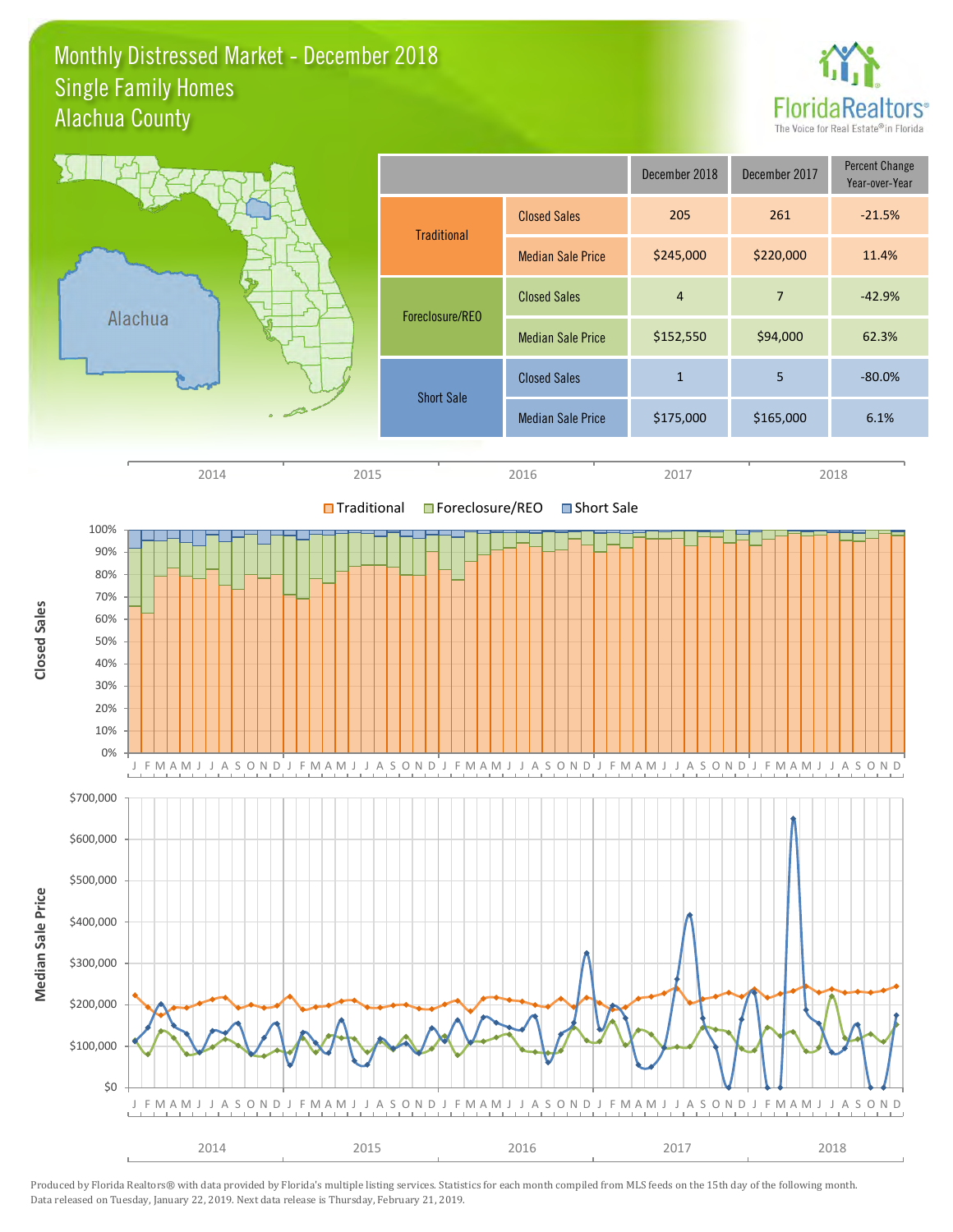# Monthly Distressed Market - December 2018
## Single Family Homes
## Alachua County

| | | December 2018 | December 2017 | Percent Change Year-over-Year |
|---|---|---|---|---|
| Traditional | Closed Sales | 205 | 261 | -21.5% |
| | Median Sale Price | $245,000 | $220,000 | 11.4% |
| Foreclosure/REO | Closed Sales | 4 | 7 | -42.9% |
| | Median Sale Price | $152,550 | $94,000 | 62.3% |
| Short Sale | Closed Sales | 1 | 5 | -80.0% |
| | Median Sale Price | $175,000 | $165,000 | 6.1% |

Produced by Florida Realtors® with data provided by Florida's multiple listing services. Statistics for each month compiled from MLS feeds on the 15th day of the following month. Data released on Tuesday, January 22, 2019. Next data release is Thursday, February 21, 2019.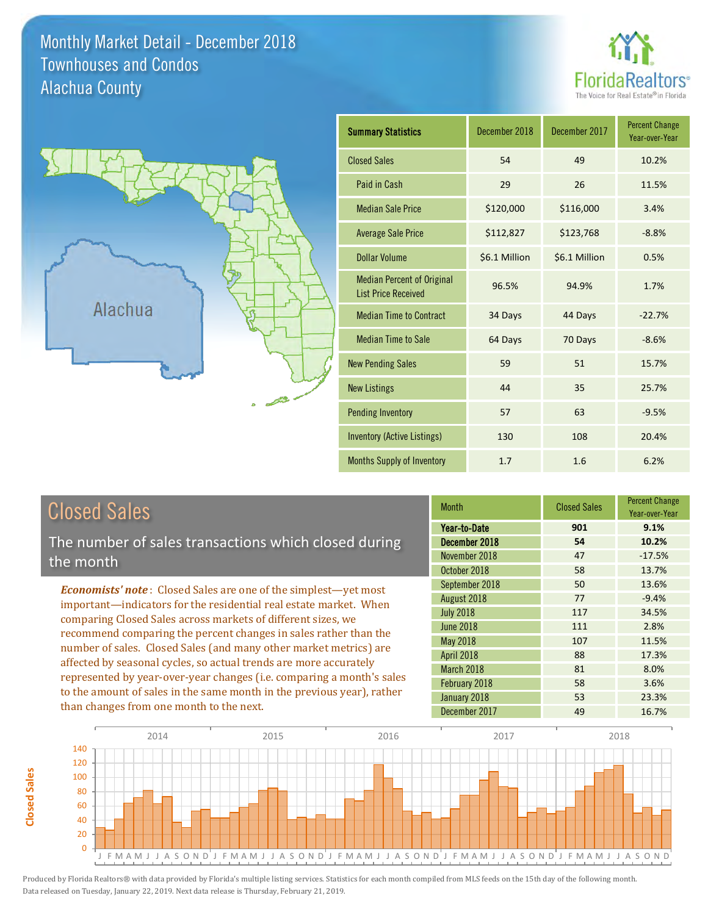# Monthly Market Detail - December 2018
## Townhouses and Condos
## Alachua County

FloridaRealtors® The Voice for Real Estate® in Florida

Alachua

| Summary Statistics | December 2018 | December 2017 | Percent Change Year-over-Year |
|---|---|---|---|
| Closed Sales | 54 | 49 | 10.2% |
| Paid in Cash | 29 | 26 | 11.5% |
| Median Sale Price | $120,000 | $116,000 | 3.4% |
| Average Sale Price | $112,827 | $123,768 | -8.8% |
| Dollar Volume | $6.1 Million | $6.1 Million | 0.5% |
| Median Percent of Original List Price Received | 96.5% | 94.9% | 1.7% |
| Median Time to Contract | 34 Days | 44 Days | -22.7% |
| Median Time to Sale | 64 Days | 70 Days | -8.6% |
| New Pending Sales | 59 | 51 | 15.7% |
| New Listings | 44 | 35 | 25.7% |
| Pending Inventory | 57 | 63 | -9.5% |
| Inventory (Active Listings) | 130 | 108 | 20.4% |
| Months Supply of Inventory | 1.7 | 1.6 | 6.2% |

## Closed Sales

The number of sales transactions which closed during the month

***Economists' note***: Closed Sales are one of the simplest—yet most important—indicators for the residential real estate market. When comparing Closed Sales across markets of different sizes, we recommend comparing the percent changes in sales rather than the number of sales. Closed Sales (and many other market metrics) are affected by seasonal cycles, so actual trends are more accurately represented by year-over-year changes (i.e. comparing a month's sales to the amount of sales in the same month in the previous year), rather than changes from one month to the next.

| Month | Closed Sales | Percent Change Year-over-Year |
|---|---|---|
| **Year-to-Date** | **901** | **9.1%** |
| **December 2018** | **54** | **10.2%** |
| November 2018 | 47 | -17.5% |
| October 2018 | 58 | 13.7% |
| September 2018 | 50 | 13.6% |
| August 2018 | 77 | -9.4% |
| July 2018 | 117 | 34.5% |
| June 2018 | 111 | 2.8% |
| May 2018 | 107 | 11.5% |
| April 2018 | 88 | 17.3% |
| March 2018 | 81 | 8.0% |
| February 2018 | 58 | 3.6% |
| January 2018 | 53 | 23.3% |
| December 2017 | 49 | 16.7% |

Produced by Florida Realtors® with data provided by Florida's multiple listing services. Statistics for each month compiled from MLS feeds on the 15th day of the following month. Data released on Tuesday, January 22, 2019. Next data release is Thursday, February 21, 2019.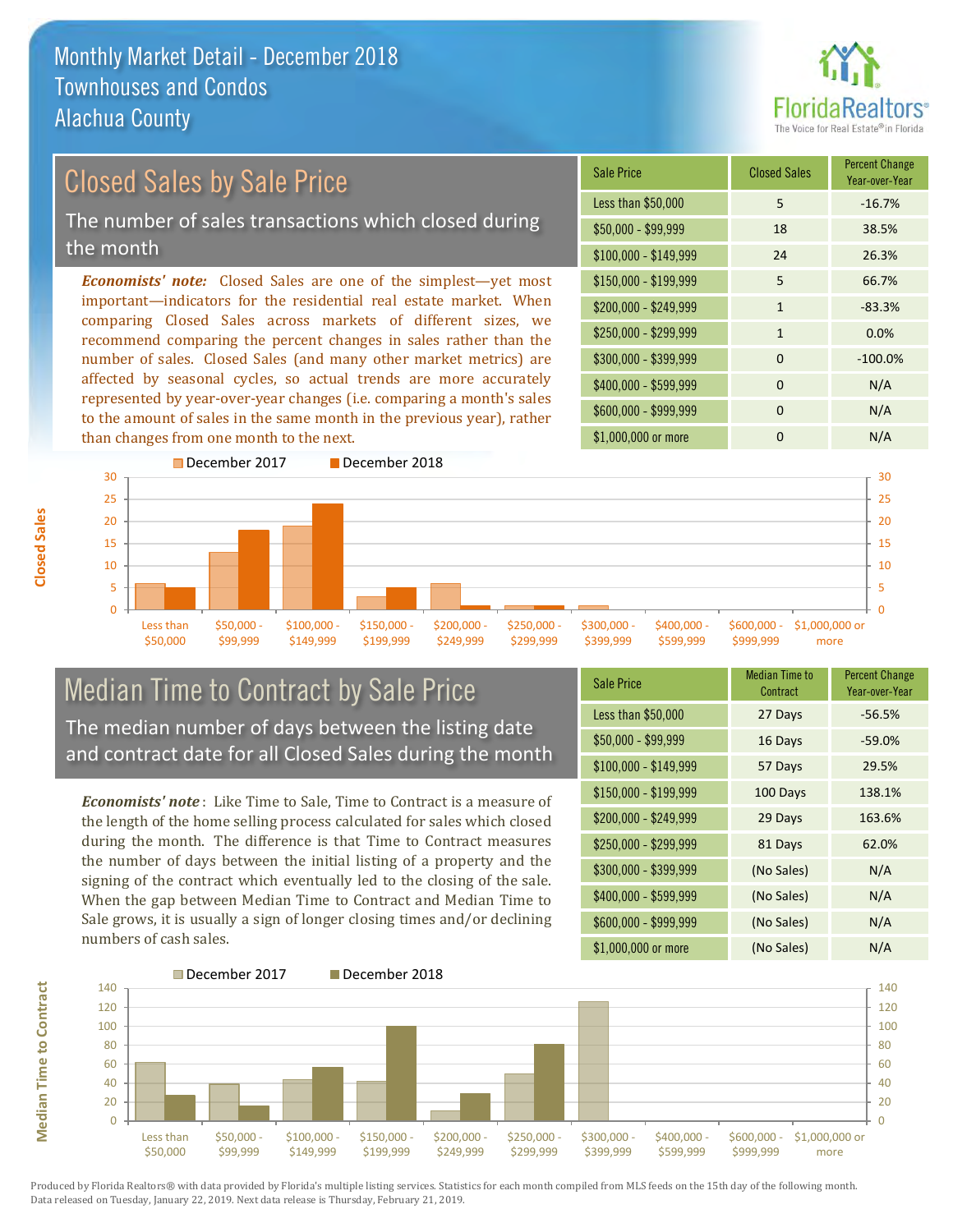# Monthly Market Detail - December 2018
## Townhouses and Condos
## Alachua County

## Closed Sales by Sale Price

The number of sales transactions which closed during the month

***Economists' note:*** Closed Sales are one of the simplest—yet most important—indicators for the residential real estate market. When comparing Closed Sales across markets of different sizes, we recommend comparing the percent changes in sales rather than the number of sales. Closed Sales (and many other market metrics) are affected by seasonal cycles, so actual trends are more accurately represented by year-over-year changes (i.e. comparing a month's sales to the amount of sales in the same month in the previous year), rather than changes from one month to the next.

| Sale Price | Closed Sales | Percent Change Year-over-Year |
|---|---|---|
| Less than $50,000 | 5 | -16.7% |
| $50,000 - $99,999 | 18 | 38.5% |
| $100,000 - $149,999 | 24 | 26.3% |
| $150,000 - $199,999 | 5 | 66.7% |
| $200,000 - $249,999 | 1 | -83.3% |
| $250,000 - $299,999 | 1 | 0.0% |
| $300,000 - $399,999 | 0 | -100.0% |
| $400,000 - $599,999 | 0 | N/A |
| $600,000 - $999,999 | 0 | N/A |
| $1,000,000 or more | 0 | N/A |

## Median Time to Contract by Sale Price

The median number of days between the listing date and contract date for all Closed Sales during the month

***Economists' note*** : Like Time to Sale, Time to Contract is a measure of the length of the home selling process calculated for sales which closed during the month. The difference is that Time to Contract measures the number of days between the initial listing of a property and the signing of the contract which eventually led to the closing of the sale. When the gap between Median Time to Contract and Median Time to Sale grows, it is usually a sign of longer closing times and/or declining numbers of cash sales.

| Sale Price | Median Time to Contract | Percent Change Year-over-Year |
|---|---|---|
| Less than $50,000 | 27 Days | -56.5% |
| $50,000 - $99,999 | 16 Days | -59.0% |
| $100,000 - $149,999 | 57 Days | 29.5% |
| $150,000 - $199,999 | 100 Days | 138.1% |
| $200,000 - $249,999 | 29 Days | 163.6% |
| $250,000 - $299,999 | 81 Days | 62.0% |
| $300,000 - $399,999 | (No Sales) | N/A |
| $400,000 - $599,999 | (No Sales) | N/A |
| $600,000 - $999,999 | (No Sales) | N/A |
| $1,000,000 or more | (No Sales) | N/A |

Produced by Florida Realtors® with data provided by Florida's multiple listing services. Statistics for each month compiled from MLS feeds on the 15th day of the following month. Data released on Tuesday, January 22, 2019. Next data release is Thursday, February 21, 2019.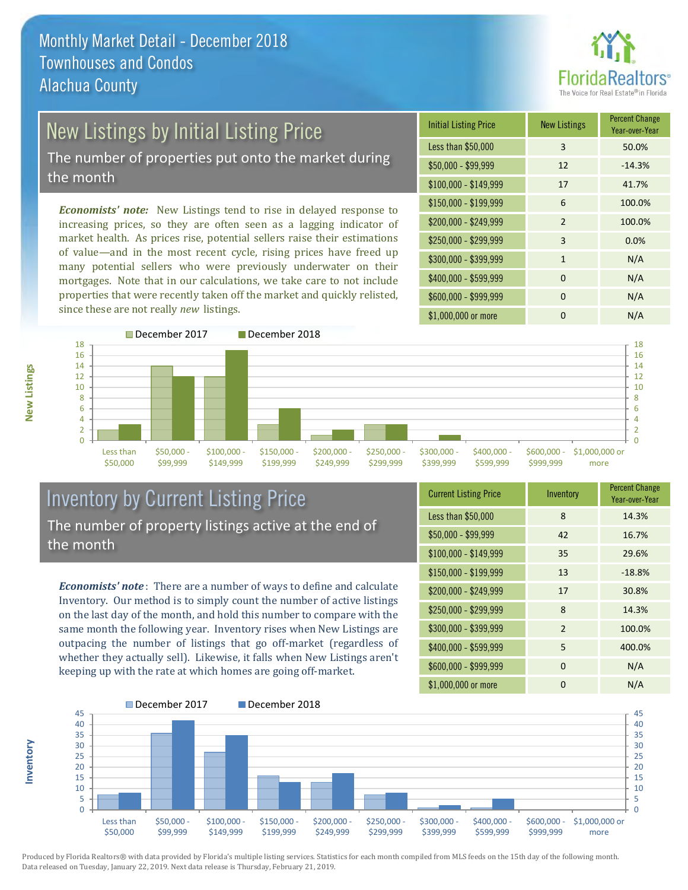# Monthly Market Detail - December 2018
## Townhouses and Condos
## Alachua County

## New Listings by Initial Listing Price

The number of properties put onto the market during the month

*Economists' note:* New Listings tend to rise in delayed response to increasing prices, so they are often seen as a lagging indicator of market health. As prices rise, potential sellers raise their estimations of value—and in the most recent cycle, rising prices have freed up many potential sellers who were previously underwater on their mortgages. Note that in our calculations, we take care to not include properties that were recently taken off the market and quickly relisted, since these are not really *new* listings.

| Initial Listing Price | New Listings | Percent Change Year-over-Year |
|---|---|---|
| Less than $50,000 | 3 | 50.0% |
| $50,000 - $99,999 | 12 | -14.3% |
| $100,000 - $149,999 | 17 | 41.7% |
| $150,000 - $199,999 | 6 | 100.0% |
| $200,000 - $249,999 | 2 | 100.0% |
| $250,000 - $299,999 | 3 | 0.0% |
| $300,000 - $399,999 | 1 | N/A |
| $400,000 - $599,999 | 0 | N/A |
| $600,000 - $999,999 | 0 | N/A |
| $1,000,000 or more | 0 | N/A |

## Inventory by Current Listing Price

The number of property listings active at the end of the month

*Economists' note*: There are a number of ways to define and calculate Inventory. Our method is to simply count the number of active listings on the last day of the month, and hold this number to compare with the same month the following year. Inventory rises when New Listings are outpacing the number of listings that go off-market (regardless of whether they actually sell). Likewise, it falls when New Listings aren't keeping up with the rate at which homes are going off-market.

| Current Listing Price | Inventory | Percent Change Year-over-Year |
|---|---|---|
| Less than $50,000 | 8 | 14.3% |
| $50,000 - $99,999 | 42 | 16.7% |
| $100,000 - $149,999 | 35 | 29.6% |
| $150,000 - $199,999 | 13 | -18.8% |
| $200,000 - $249,999 | 17 | 30.8% |
| $250,000 - $299,999 | 8 | 14.3% |
| $300,000 - $399,999 | 2 | 100.0% |
| $400,000 - $599,999 | 5 | 400.0% |
| $600,000 - $999,999 | 0 | N/A |
| $1,000,000 or more | 0 | N/A |

Produced by Florida Realtors® with data provided by Florida's multiple listing services. Statistics for each month compiled from MLS feeds on the 15th day of the following month. Data released on Tuesday, January 22, 2019. Next data release is Thursday, February 21, 2019.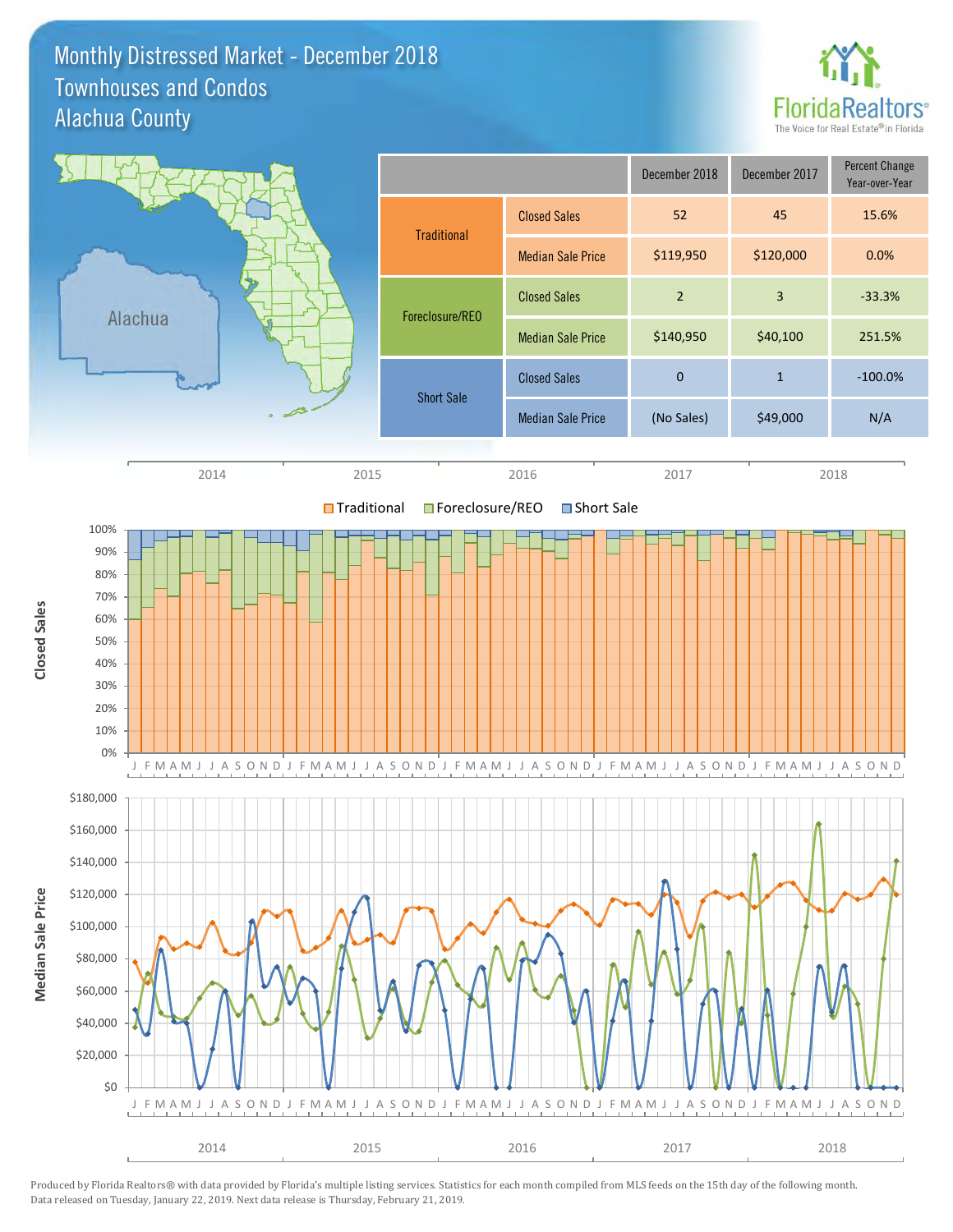# Monthly Distressed Market - December 2018
## Townhouses and Condos
## Alachua County

| | | December 2018 | December 2017 | Percent Change Year-over-Year |
|---|---|---|---|---|
| Traditional | Closed Sales | 52 | 45 | 15.6% |
| | Median Sale Price | $119,950 | $120,000 | 0.0% |
| Foreclosure/REO | Closed Sales | 2 | 3 | -33.3% |
| | Median Sale Price | $140,950 | $40,100 | 251.5% |
| Short Sale | Closed Sales | 0 | 1 | -100.0% |
| | Median Sale Price | (No Sales) | $49,000 | N/A |

Produced by Florida Realtors® with data provided by Florida's multiple listing services. Statistics for each month compiled from MLS feeds on the 15th day of the following month. Data released on Tuesday, January 22, 2019. Next data release is Thursday, February 21, 2019.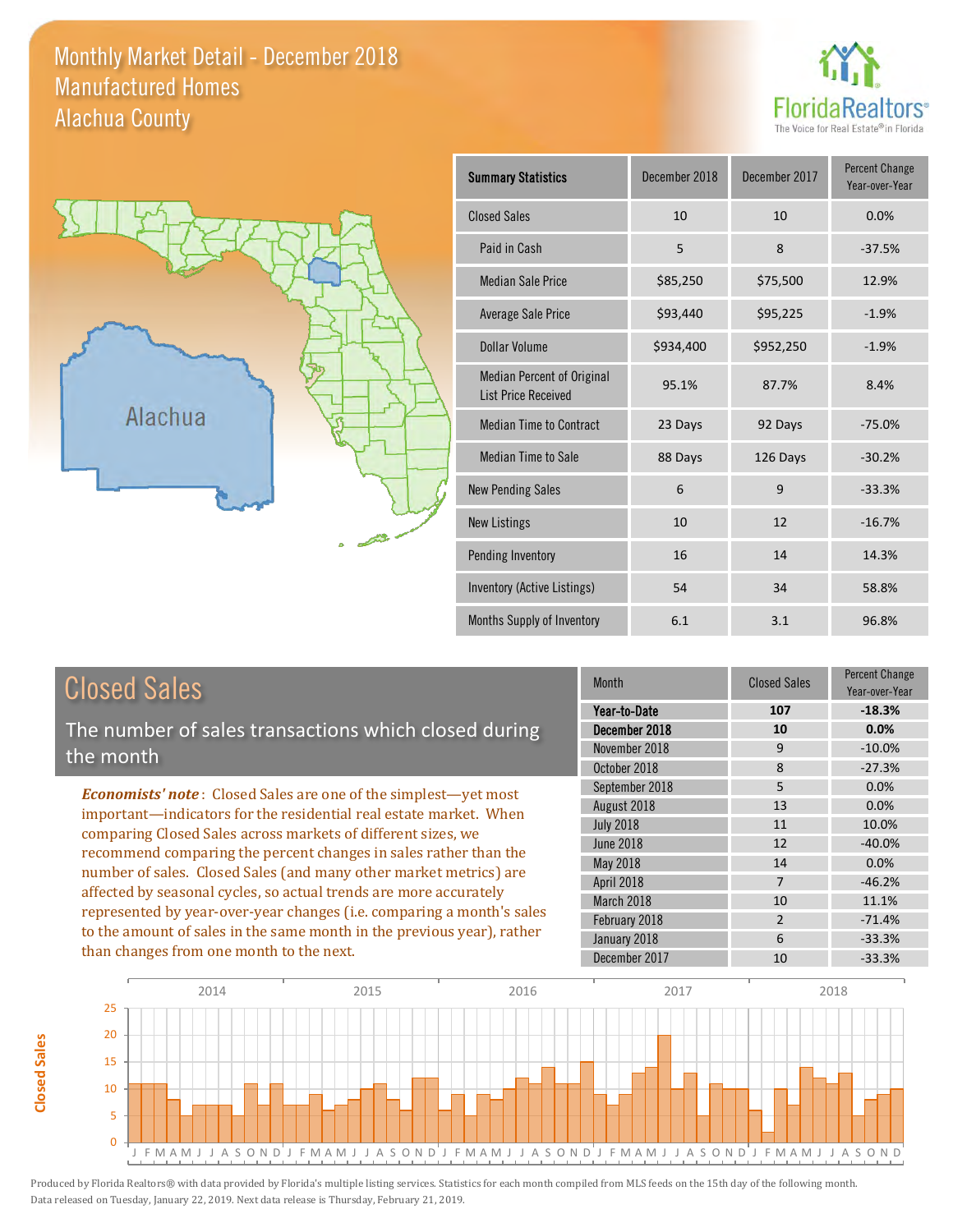# Monthly Market Detail - December 2018
## Manufactured Homes
## Alachua County

FloridaRealtors® The Voice for Real Estate® in Florida

Alachua

| Summary Statistics | December 2018 | December 2017 | Percent Change Year-over-Year |
|---|---|---|---|
| Closed Sales | 10 | 10 | 0.0% |
| Paid in Cash | 5 | 8 | -37.5% |
| Median Sale Price | $85,250 | $75,500 | 12.9% |
| Average Sale Price | $93,440 | $95,225 | -1.9% |
| Dollar Volume | $934,400 | $952,250 | -1.9% |
| Median Percent of Original List Price Received | 95.1% | 87.7% | 8.4% |
| Median Time to Contract | 23 Days | 92 Days | -75.0% |
| Median Time to Sale | 88 Days | 126 Days | -30.2% |
| New Pending Sales | 6 | 9 | -33.3% |
| New Listings | 10 | 12 | -16.7% |
| Pending Inventory | 16 | 14 | 14.3% |
| Inventory (Active Listings) | 54 | 34 | 58.8% |
| Months Supply of Inventory | 6.1 | 3.1 | 96.8% |

## Closed Sales

The number of sales transactions which closed during the month

*Economists' note*: Closed Sales are one of the simplest—yet most important—indicators for the residential real estate market. When comparing Closed Sales across markets of different sizes, we recommend comparing the percent changes in sales rather than the number of sales. Closed Sales (and many other market metrics) are affected by seasonal cycles, so actual trends are more accurately represented by year-over-year changes (i.e. comparing a month's sales to the amount of sales in the same month in the previous year), rather than changes from one month to the next.

| Month | Closed Sales | Percent Change Year-over-Year |
|---|---|---|
| **Year-to-Date** | **107** | **-18.3%** |
| **December 2018** | **10** | **0.0%** |
| November 2018 | 9 | -10.0% |
| October 2018 | 8 | -27.3% |
| September 2018 | 5 | 0.0% |
| August 2018 | 13 | 0.0% |
| July 2018 | 11 | 10.0% |
| June 2018 | 12 | -40.0% |
| May 2018 | 14 | 0.0% |
| April 2018 | 7 | -46.2% |
| March 2018 | 10 | 11.1% |
| February 2018 | 2 | -71.4% |
| January 2018 | 6 | -33.3% |
| December 2017 | 10 | -33.3% |

Produced by Florida Realtors® with data provided by Florida's multiple listing services. Statistics for each month compiled from MLS feeds on the 15th day of the following month. Data released on Tuesday, January 22, 2019. Next data release is Thursday, February 21, 2019.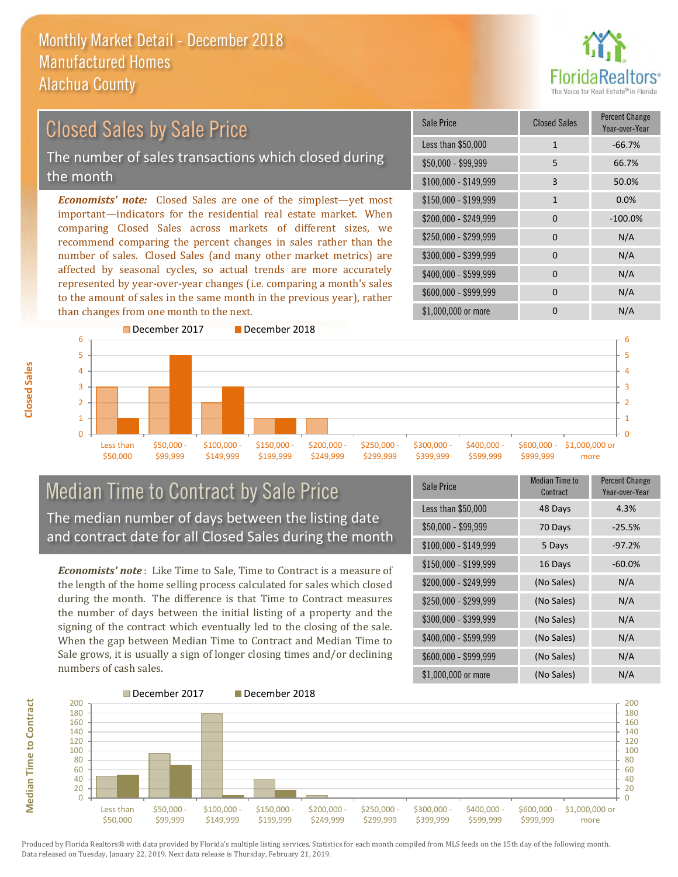# Monthly Market Detail - December 2018
## Manufactured Homes
## Alachua County

## Closed Sales by Sale Price

The number of sales transactions which closed during the month

***Economists' note:*** Closed Sales are one of the simplest—yet most important—indicators for the residential real estate market. When comparing Closed Sales across markets of different sizes, we recommend comparing the percent changes in sales rather than the number of sales. Closed Sales (and many other market metrics) are affected by seasonal cycles, so actual trends are more accurately represented by year-over-year changes (i.e. comparing a month's sales to the amount of sales in the same month in the previous year), rather than changes from one month to the next.

| Sale Price | Closed Sales | Percent Change Year-over-Year |
|---|---|---|
| Less than $50,000 | 1 | -66.7% |
| $50,000 - $99,999 | 5 | 66.7% |
| $100,000 - $149,999 | 3 | 50.0% |
| $150,000 - $199,999 | 1 | 0.0% |
| $200,000 - $249,999 | 0 | -100.0% |
| $250,000 - $299,999 | 0 | N/A |
| $300,000 - $399,999 | 0 | N/A |
| $400,000 - $599,999 | 0 | N/A |
| $600,000 - $999,999 | 0 | N/A |
| $1,000,000 or more | 0 | N/A |

## Median Time to Contract by Sale Price

The median number of days between the listing date and contract date for all Closed Sales during the month

***Economists' note*** : Like Time to Sale, Time to Contract is a measure of the length of the home selling process calculated for sales which closed during the month. The difference is that Time to Contract measures the number of days between the initial listing of a property and the signing of the contract which eventually led to the closing of the sale. When the gap between Median Time to Contract and Median Time to Sale grows, it is usually a sign of longer closing times and/or declining numbers of cash sales.

| Sale Price | Median Time to Contract | Percent Change Year-over-Year |
|---|---|---|
| Less than $50,000 | 48 Days | 4.3% |
| $50,000 - $99,999 | 70 Days | -25.5% |
| $100,000 - $149,999 | 5 Days | -97.2% |
| $150,000 - $199,999 | 16 Days | -60.0% |
| $200,000 - $249,999 | (No Sales) | N/A |
| $250,000 - $299,999 | (No Sales) | N/A |
| $300,000 - $399,999 | (No Sales) | N/A |
| $400,000 - $599,999 | (No Sales) | N/A |
| $600,000 - $999,999 | (No Sales) | N/A |
| $1,000,000 or more | (No Sales) | N/A |

Produced by Florida Realtors® with data provided by Florida's multiple listing services. Statistics for each month compiled from MLS feeds on the 15th day of the following month. Data released on Tuesday, January 22, 2019. Next data release is Thursday, February 21, 2019.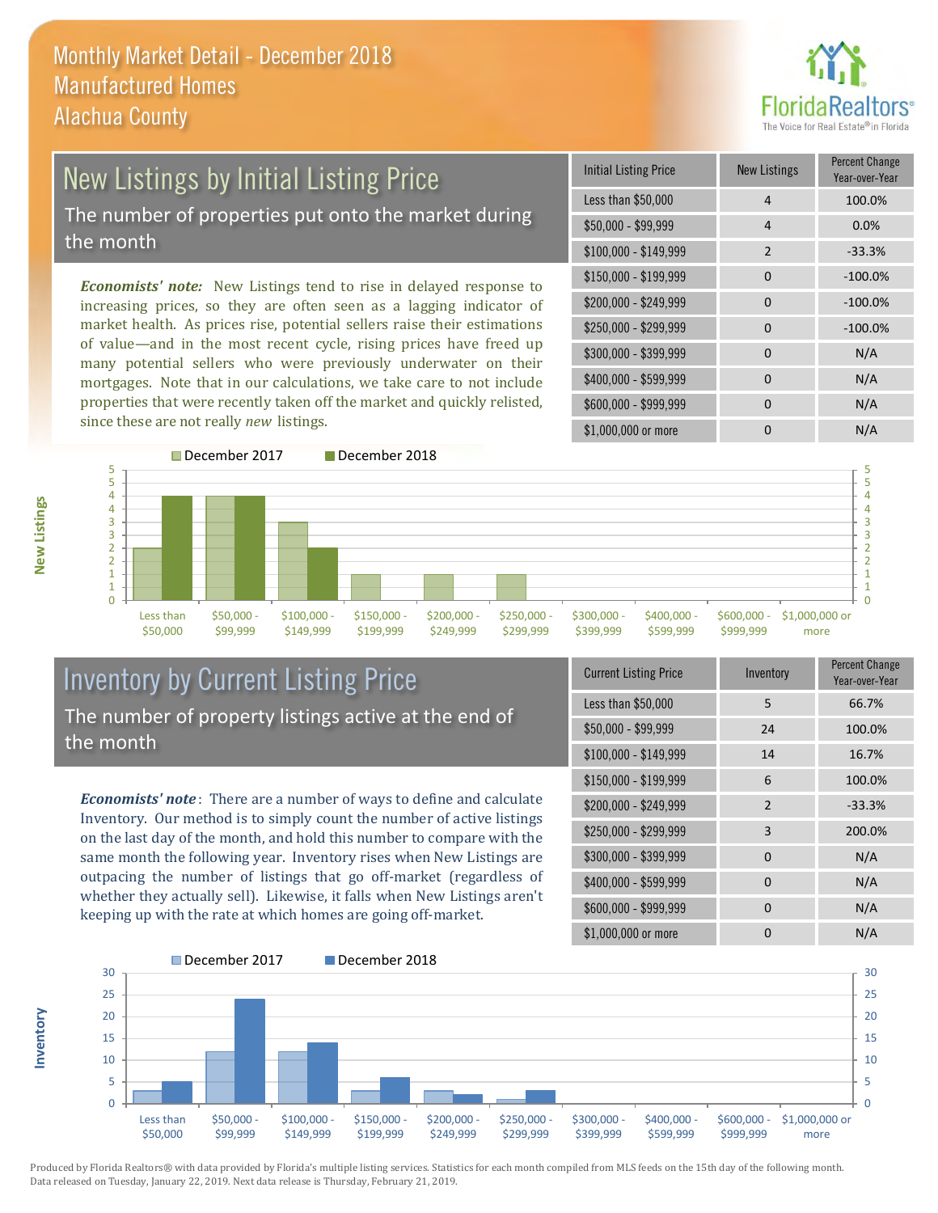# Monthly Market Detail - December 2018
## Manufactured Homes
## Alachua County

## New Listings by Initial Listing Price

The number of properties put onto the market during the month

*Economists' note:* New Listings tend to rise in delayed response to increasing prices, so they are often seen as a lagging indicator of market health. As prices rise, potential sellers raise their estimations of value—and in the most recent cycle, rising prices have freed up many potential sellers who were previously underwater on their mortgages. Note that in our calculations, we take care to not include properties that were recently taken off the market and quickly relisted, since these are not really *new* listings.

| Initial Listing Price | New Listings | Percent Change Year-over-Year |
|---|---|---|
| Less than $50,000 | 4 | 100.0% |
| $50,000 - $99,999 | 4 | 0.0% |
| $100,000 - $149,999 | 2 | -33.3% |
| $150,000 - $199,999 | 0 | -100.0% |
| $200,000 - $249,999 | 0 | -100.0% |
| $250,000 - $299,999 | 0 | -100.0% |
| $300,000 - $399,999 | 0 | N/A |
| $400,000 - $599,999 | 0 | N/A |
| $600,000 - $999,999 | 0 | N/A |
| $1,000,000 or more | 0 | N/A |

## Inventory by Current Listing Price

The number of property listings active at the end of the month

*Economists' note*: There are a number of ways to define and calculate Inventory. Our method is to simply count the number of active listings on the last day of the month, and hold this number to compare with the same month the following year. Inventory rises when New Listings are outpacing the number of listings that go off-market (regardless of whether they actually sell). Likewise, it falls when New Listings aren't keeping up with the rate at which homes are going off-market.

| Current Listing Price | Inventory | Percent Change Year-over-Year |
|---|---|---|
| Less than $50,000 | 5 | 66.7% |
| $50,000 - $99,999 | 24 | 100.0% |
| $100,000 - $149,999 | 14 | 16.7% |
| $150,000 - $199,999 | 6 | 100.0% |
| $200,000 - $249,999 | 2 | -33.3% |
| $250,000 - $299,999 | 3 | 200.0% |
| $300,000 - $399,999 | 0 | N/A |
| $400,000 - $599,999 | 0 | N/A |
| $600,000 - $999,999 | 0 | N/A |
| $1,000,000 or more | 0 | N/A |

Produced by Florida Realtors® with data provided by Florida's multiple listing services. Statistics for each month compiled from MLS feeds on the 15th day of the following month. Data released on Tuesday, January 22, 2019. Next data release is Thursday, February 21, 2019.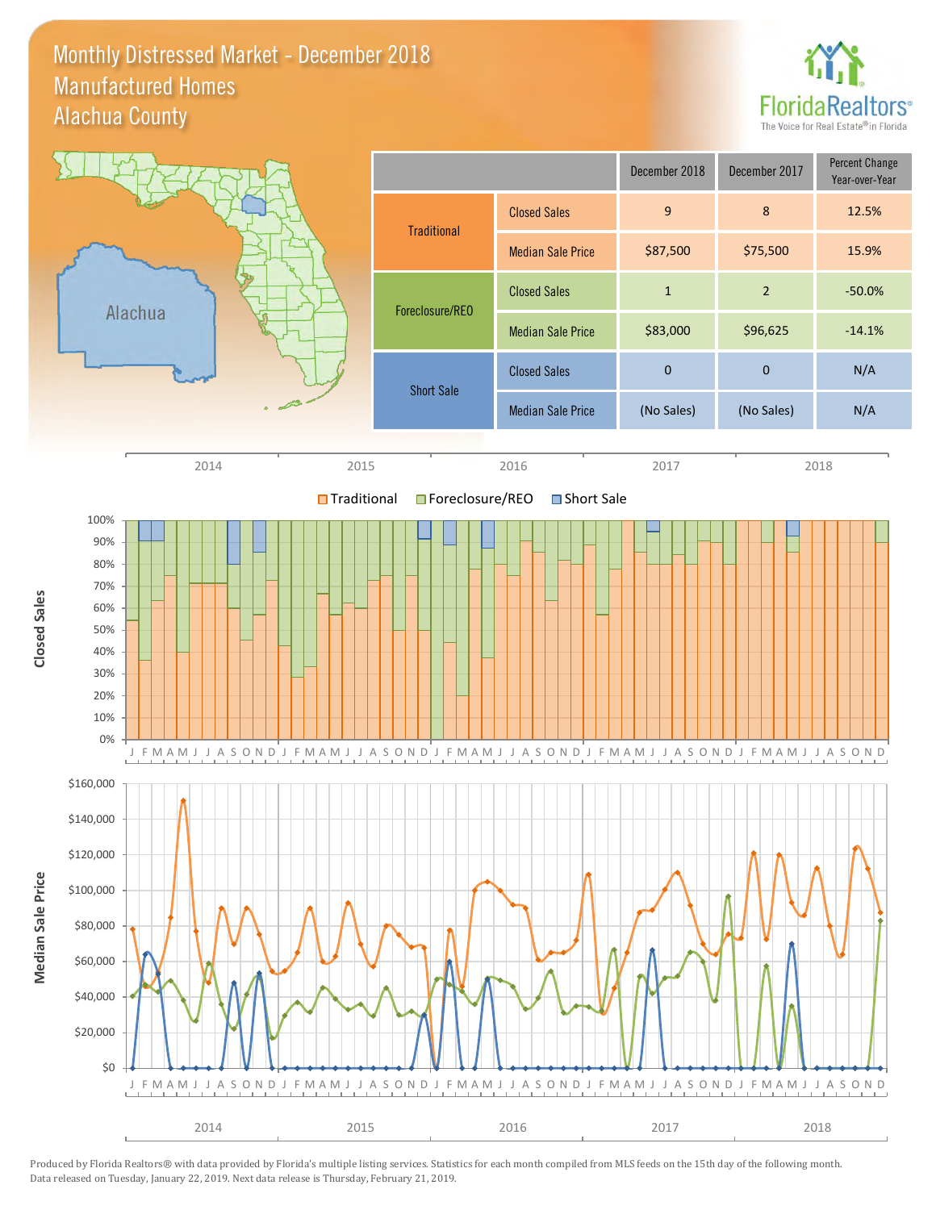# Monthly Distressed Market - December 2018
## Manufactured Homes
## Alachua County

FloridaRealtors®
The Voice for Real Estate® in Florida

Alachua

| | | December 2018 | December 2017 | Percent Change Year-over-Year |
|---|---|---|---|---|
| Traditional | Closed Sales | 9 | 8 | 12.5% |
| | Median Sale Price | $87,500 | $75,500 | 15.9% |
| Foreclosure/REO | Closed Sales | 1 | 2 | -50.0% |
| | Median Sale Price | $83,000 | $96,625 | -14.1% |
| Short Sale | Closed Sales | 0 | 0 | N/A |
| | Median Sale Price | (No Sales) | (No Sales) | N/A |

2014 2015 2016 2017 2018

Traditional Foreclosure/REO Short Sale

Closed Sales

100% 90% 80% 70% 60% 50% 40% 30% 20% 10% 0%

J F M A M J J A S O N D J F M A M J J A S O N D J F M A M J J A S O N D J F M A M J J A S O N D J F M A M J J A S O N D

Median Sale Price

$160,000 $140,000 $120,000 $100,000 $80,000 $60,000 $40,000 $20,000 $0

J F M A M J J A S O N D J F M A M J J A S O N D J F M A M J J A S O N D J F M A M J J A S O N D J F M A M J J A S O N D

2014 2015 2016 2017 2018

Produced by Florida Realtors® with data provided by Florida's multiple listing services. Statistics for each month compiled from MLS feeds on the 15th day of the following month. Data released on Tuesday, January 22, 2019. Next data release is Thursday, February 21, 2019.